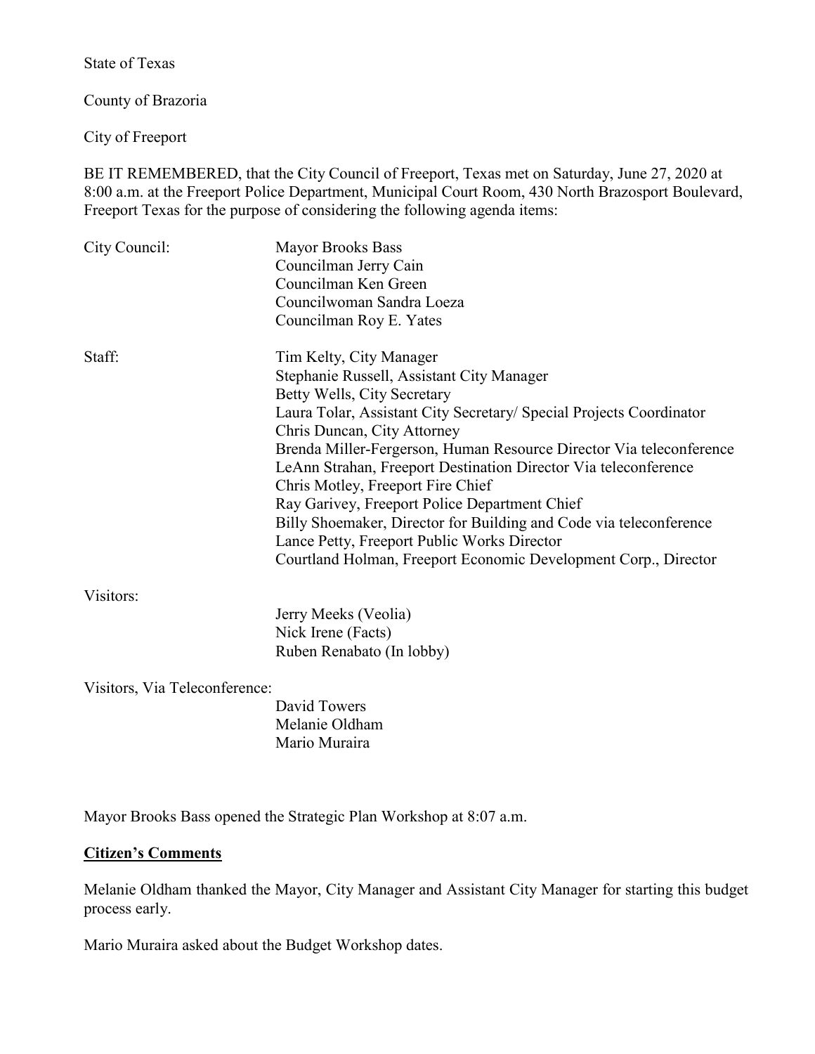State of Texas

County of Brazoria

City of Freeport

BE IT REMEMBERED, that the City Council of Freeport, Texas met on Saturday, June 27, 2020 at 8:00 a.m. at the Freeport Police Department, Municipal Court Room, 430 North Brazosport Boulevard, Freeport Texas for the purpose of considering the following agenda items:

City Council:
Mayor Brooks Bass
Councilman Jerry Cain
Councilman Ken Green
Councilwoman Sandra Loeza
Councilman Roy E. Yates

Staff:
Tim Kelty, City Manager
Stephanie Russell, Assistant City Manager
Betty Wells, City Secretary
Laura Tolar, Assistant City Secretary/ Special Projects Coordinator
Chris Duncan, City Attorney
Brenda Miller-Fergerson, Human Resource Director Via teleconference
LeAnn Strahan, Freeport Destination Director Via teleconference
Chris Motley, Freeport Fire Chief
Ray Garivey, Freeport Police Department Chief
Billy Shoemaker, Director for Building and Code via teleconference
Lance Petty, Freeport Public Works Director
Courtland Holman, Freeport Economic Development Corp., Director

Visitors:
Jerry Meeks (Veolia)
Nick Irene (Facts)
Ruben Renabato (In lobby)

Visitors, Via Teleconference:
David Towers
Melanie Oldham
Mario Muraira

Mayor Brooks Bass opened the Strategic Plan Workshop at 8:07 a.m.

**Citizen's Comments**

Melanie Oldham thanked the Mayor, City Manager and Assistant City Manager for starting this budget process early.

Mario Muraira asked about the Budget Workshop dates.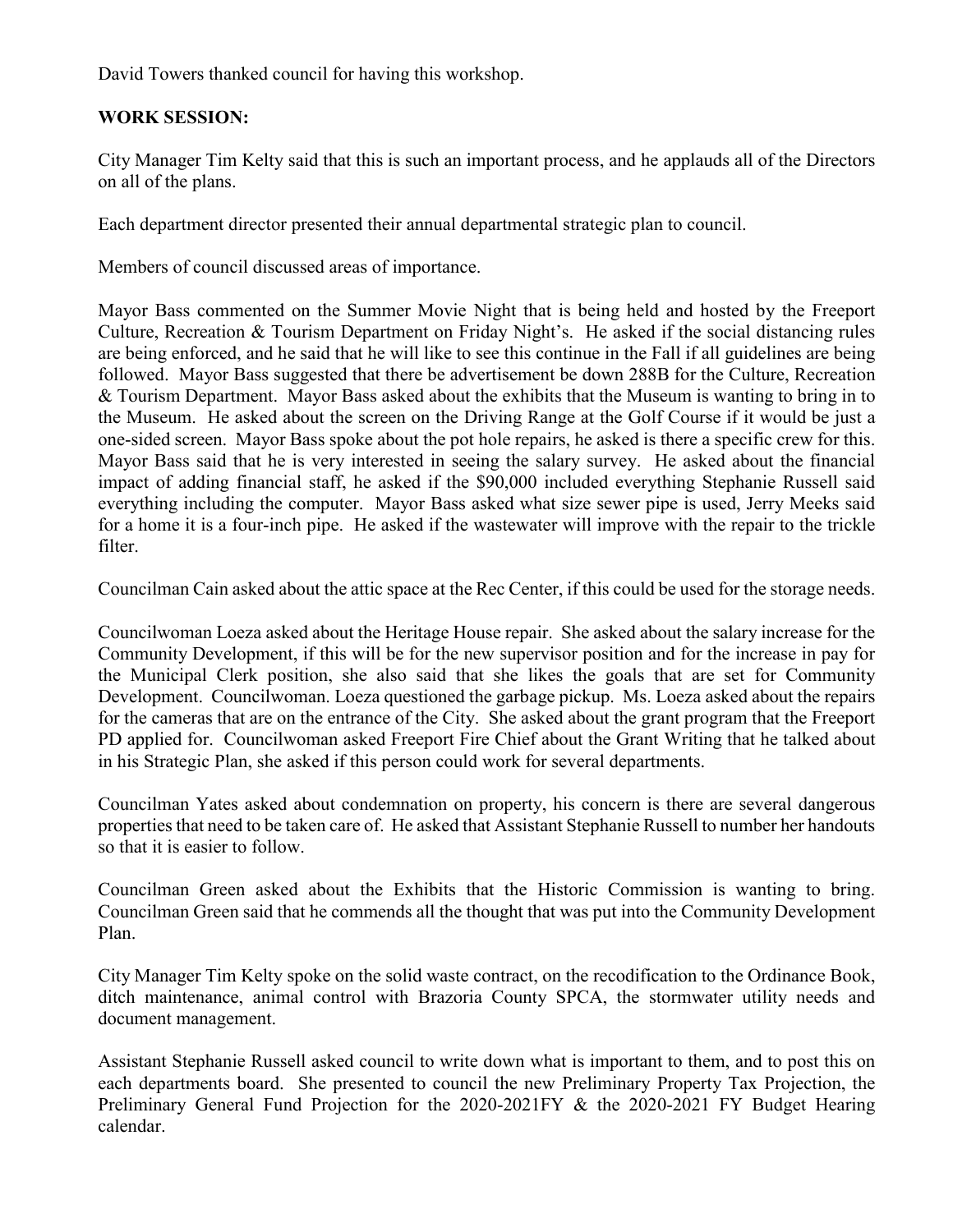David Towers thanked council for having this workshop.

**WORK SESSION:**

City Manager Tim Kelty said that this is such an important process, and he applauds all of the Directors on all of the plans.

Each department director presented their annual departmental strategic plan to council.

Members of council discussed areas of importance.

Mayor Bass commented on the Summer Movie Night that is being held and hosted by the Freeport Culture, Recreation & Tourism Department on Friday Night's. He asked if the social distancing rules are being enforced, and he said that he will like to see this continue in the Fall if all guidelines are being followed. Mayor Bass suggested that there be advertisement be down 288B for the Culture, Recreation & Tourism Department. Mayor Bass asked about the exhibits that the Museum is wanting to bring in to the Museum. He asked about the screen on the Driving Range at the Golf Course if it would be just a one-sided screen. Mayor Bass spoke about the pot hole repairs, he asked is there a specific crew for this. Mayor Bass said that he is very interested in seeing the salary survey. He asked about the financial impact of adding financial staff, he asked if the $90,000 included everything Stephanie Russell said everything including the computer. Mayor Bass asked what size sewer pipe is used, Jerry Meeks said for a home it is a four-inch pipe. He asked if the wastewater will improve with the repair to the trickle filter.

Councilman Cain asked about the attic space at the Rec Center, if this could be used for the storage needs.

Councilwoman Loeza asked about the Heritage House repair. She asked about the salary increase for the Community Development, if this will be for the new supervisor position and for the increase in pay for the Municipal Clerk position, she also said that she likes the goals that are set for Community Development. Councilwoman. Loeza questioned the garbage pickup. Ms. Loeza asked about the repairs for the cameras that are on the entrance of the City. She asked about the grant program that the Freeport PD applied for. Councilwoman asked Freeport Fire Chief about the Grant Writing that he talked about in his Strategic Plan, she asked if this person could work for several departments.

Councilman Yates asked about condemnation on property, his concern is there are several dangerous properties that need to be taken care of. He asked that Assistant Stephanie Russell to number her handouts so that it is easier to follow.

Councilman Green asked about the Exhibits that the Historic Commission is wanting to bring. Councilman Green said that he commends all the thought that was put into the Community Development Plan.

City Manager Tim Kelty spoke on the solid waste contract, on the recodification to the Ordinance Book, ditch maintenance, animal control with Brazoria County SPCA, the stormwater utility needs and document management.

Assistant Stephanie Russell asked council to write down what is important to them, and to post this on each departments board. She presented to council the new Preliminary Property Tax Projection, the Preliminary General Fund Projection for the 2020-2021FY & the 2020-2021 FY Budget Hearing calendar.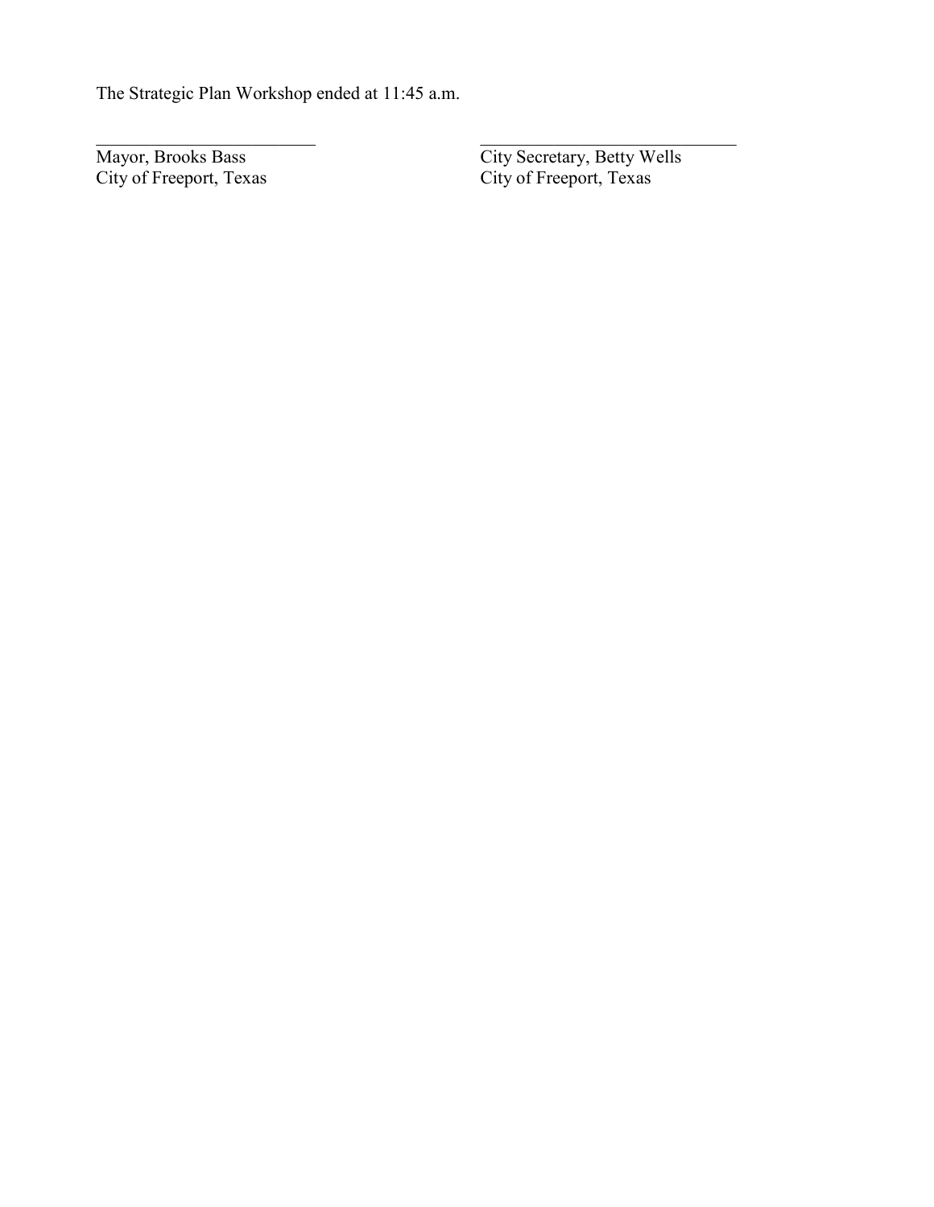The Strategic Plan Workshop ended at 11:45 a.m.

| | |
|---|---|
| \_\_\_\_\_\_\_\_\_\_\_\_\_\_\_\_\_\_\_\_\_\_\_\_ | \_\_\_\_\_\_\_\_\_\_\_\_\_\_\_\_\_\_\_\_\_\_\_\_\_\_\_\_ |
| Mayor, Brooks Bass | City Secretary, Betty Wells |
| City of Freeport, Texas | City of Freeport, Texas |